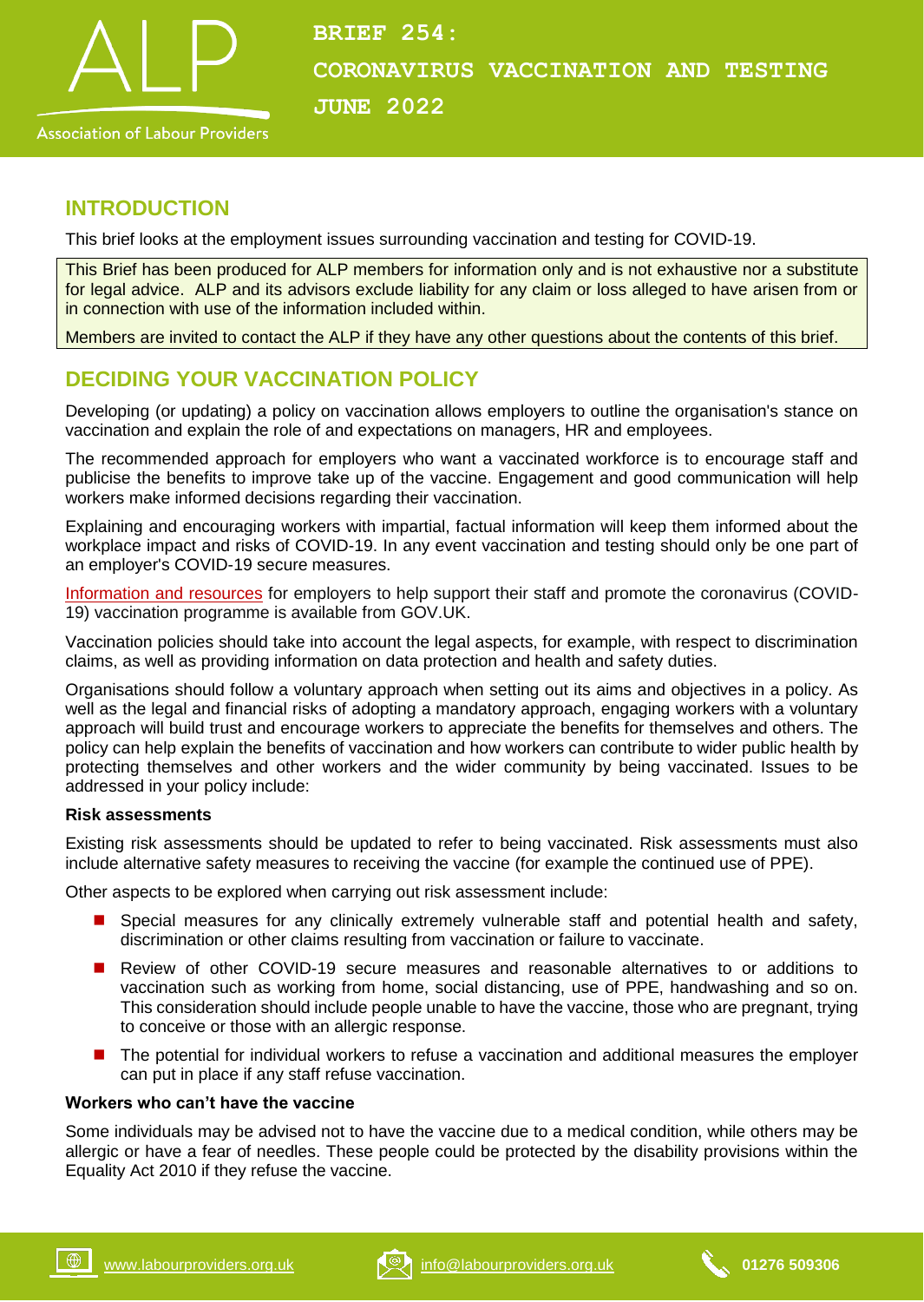# BRIEF 254: CORONAVIRUS VACCINATION AND TESTING JUNE 2022

Association of Labour Providers

## INTRODUCTION

This brief looks at the employment issues surrounding vaccination and testing for COVID-19.

This Brief has been produced for ALP members for information only and is not exhaustive nor a substitute for legal advice. ALP and its advisors exclude liability for any claim or loss alleged to have arisen from or in connection with use of the information included within.

Members are invited to contact the ALP if they have any other questions about the contents of this brief.

## DECIDING YOUR VACCINATION POLICY

Developing (or updating) a policy on vaccination allows employers to outline the organisation's stance on vaccination and explain the role of and expectations on managers, HR and employees.

The recommended approach for employers who want a vaccinated workforce is to encourage staff and publicise the benefits to improve take up of the vaccine. Engagement and good communication will help workers make informed decisions regarding their vaccination.

Explaining and encouraging workers with impartial, factual information will keep them informed about the workplace impact and risks of COVID-19. In any event vaccination and testing should only be one part of an employer's COVID-19 secure measures.

Information and resources for employers to help support their staff and promote the coronavirus (COVID-19) vaccination programme is available from GOV.UK.

Vaccination policies should take into account the legal aspects, for example, with respect to discrimination claims, as well as providing information on data protection and health and safety duties.

Organisations should follow a voluntary approach when setting out its aims and objectives in a policy. As well as the legal and financial risks of adopting a mandatory approach, engaging workers with a voluntary approach will build trust and encourage workers to appreciate the benefits for themselves and others. The policy can help explain the benefits of vaccination and how workers can contribute to wider public health by protecting themselves and other workers and the wider community by being vaccinated. Issues to be addressed in your policy include:

**Risk assessments**

Existing risk assessments should be updated to refer to being vaccinated. Risk assessments must also include alternative safety measures to receiving the vaccine (for example the continued use of PPE).

Other aspects to be explored when carrying out risk assessment include:

- Special measures for any clinically extremely vulnerable staff and potential health and safety, discrimination or other claims resulting from vaccination or failure to vaccinate.
- Review of other COVID-19 secure measures and reasonable alternatives to or additions to vaccination such as working from home, social distancing, use of PPE, handwashing and so on. This consideration should include people unable to have the vaccine, those who are pregnant, trying to conceive or those with an allergic response.
- The potential for individual workers to refuse a vaccination and additional measures the employer can put in place if any staff refuse vaccination.

**Workers who can't have the vaccine**

Some individuals may be advised not to have the vaccine due to a medical condition, while others may be allergic or have a fear of needles. These people could be protected by the disability provisions within the Equality Act 2010 if they refuse the vaccine.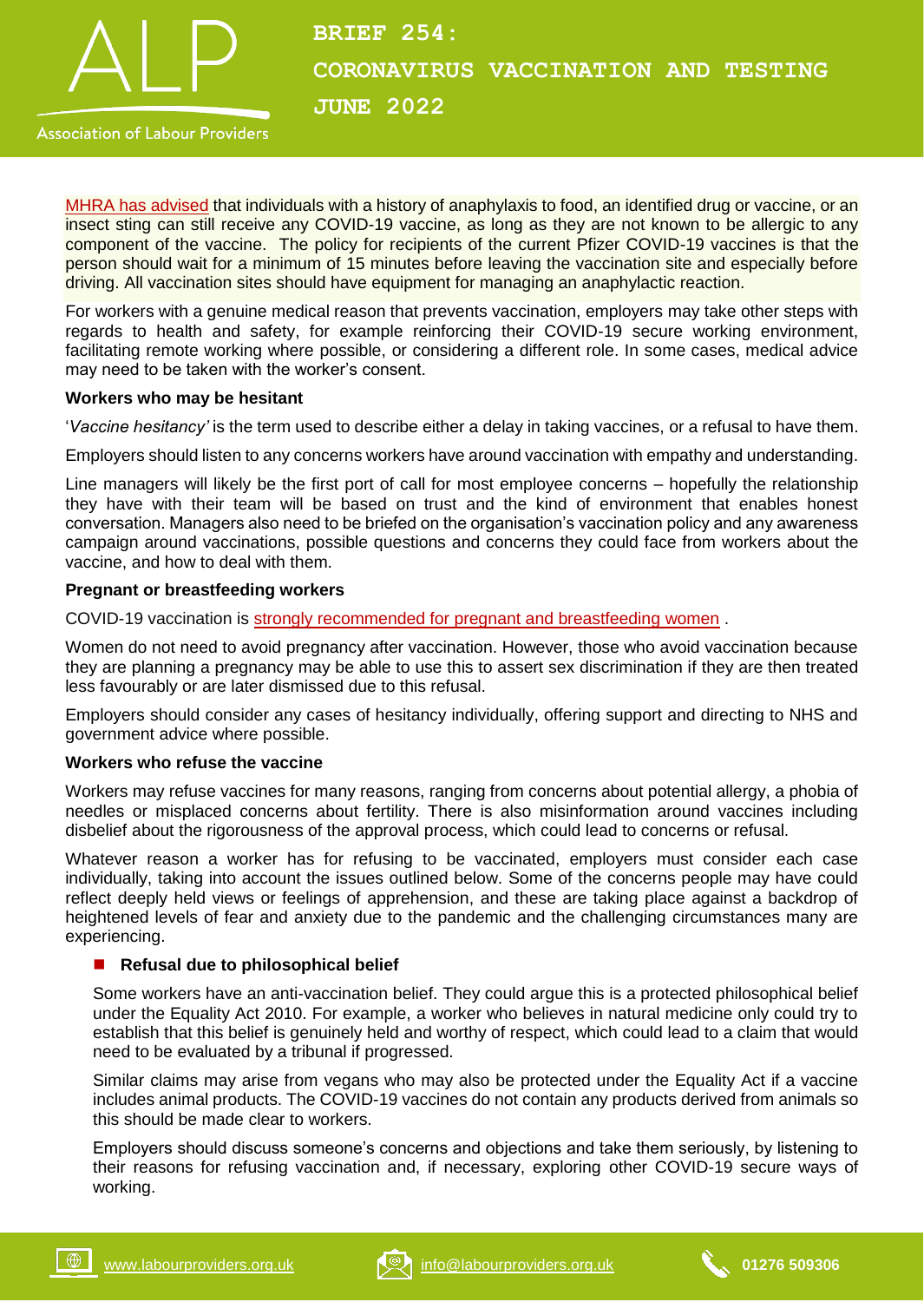[MHRA has advised](#) that individuals with a history of anaphylaxis to food, an identified drug or vaccine, or an insect sting can still receive any COVID-19 vaccine, as long as they are not known to be allergic to any component of the vaccine. The policy for recipients of the current Pfizer COVID-19 vaccines is that the person should wait for a minimum of 15 minutes before leaving the vaccination site and especially before driving. All vaccination sites should have equipment for managing an anaphylactic reaction.

For workers with a genuine medical reason that prevents vaccination, employers may take other steps with regards to health and safety, for example reinforcing their COVID-19 secure working environment, facilitating remote working where possible, or considering a different role. In some cases, medical advice may need to be taken with the worker's consent.

**Workers who may be hesitant**

'*Vaccine hesitancy'* is the term used to describe either a delay in taking vaccines, or a refusal to have them.

Employers should listen to any concerns workers have around vaccination with empathy and understanding.

Line managers will likely be the first port of call for most employee concerns – hopefully the relationship they have with their team will be based on trust and the kind of environment that enables honest conversation. Managers also need to be briefed on the organisation's vaccination policy and any awareness campaign around vaccinations, possible questions and concerns they could face from workers about the vaccine, and how to deal with them.

**Pregnant or breastfeeding workers**

COVID-19 vaccination is [strongly recommended for pregnant and breastfeeding women](#) .

Women do not need to avoid pregnancy after vaccination. However, those who avoid vaccination because they are planning a pregnancy may be able to use this to assert sex discrimination if they are then treated less favourably or are later dismissed due to this refusal.

Employers should consider any cases of hesitancy individually, offering support and directing to NHS and government advice where possible.

**Workers who refuse the vaccine**

Workers may refuse vaccines for many reasons, ranging from concerns about potential allergy, a phobia of needles or misplaced concerns about fertility. There is also misinformation around vaccines including disbelief about the rigorousness of the approval process, which could lead to concerns or refusal.

Whatever reason a worker has for refusing to be vaccinated, employers must consider each case individually, taking into account the issues outlined below. Some of the concerns people may have could reflect deeply held views or feelings of apprehension, and these are taking place against a backdrop of heightened levels of fear and anxiety due to the pandemic and the challenging circumstances many are experiencing.

- **Refusal due to philosophical belief**

  Some workers have an anti-vaccination belief. They could argue this is a protected philosophical belief under the Equality Act 2010. For example, a worker who believes in natural medicine only could try to establish that this belief is genuinely held and worthy of respect, which could lead to a claim that would need to be evaluated by a tribunal if progressed.

  Similar claims may arise from vegans who may also be protected under the Equality Act if a vaccine includes animal products. The COVID-19 vaccines do not contain any products derived from animals so this should be made clear to workers.

  Employers should discuss someone's concerns and objections and take them seriously, by listening to their reasons for refusing vaccination and, if necessary, exploring other COVID-19 secure ways of working.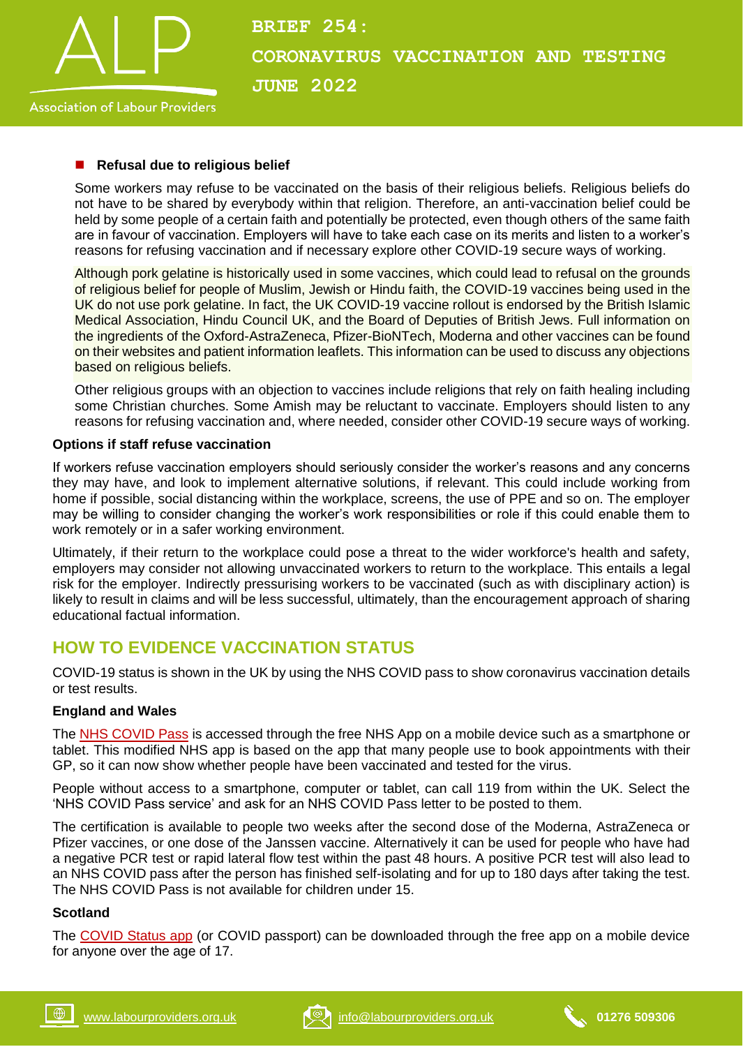- **Refusal due to religious belief**

  Some workers may refuse to be vaccinated on the basis of their religious beliefs. Religious beliefs do not have to be shared by everybody within that religion. Therefore, an anti-vaccination belief could be held by some people of a certain faith and potentially be protected, even though others of the same faith are in favour of vaccination. Employers will have to take each case on its merits and listen to a worker's reasons for refusing vaccination and if necessary explore other COVID-19 secure ways of working.

  Although pork gelatine is historically used in some vaccines, which could lead to refusal on the grounds of religious belief for people of Muslim, Jewish or Hindu faith, the COVID-19 vaccines being used in the UK do not use pork gelatine. In fact, the UK COVID-19 vaccine rollout is endorsed by the British Islamic Medical Association, Hindu Council UK, and the Board of Deputies of British Jews. Full information on the ingredients of the Oxford-AstraZeneca, Pfizer-BioNTech, Moderna and other vaccines can be found on their websites and patient information leaflets. This information can be used to discuss any objections based on religious beliefs.

  Other religious groups with an objection to vaccines include religions that rely on faith healing including some Christian churches. Some Amish may be reluctant to vaccinate. Employers should listen to any reasons for refusing vaccination and, where needed, consider other COVID-19 secure ways of working.

**Options if staff refuse vaccination**

If workers refuse vaccination employers should seriously consider the worker's reasons and any concerns they may have, and look to implement alternative solutions, if relevant. This could include working from home if possible, social distancing within the workplace, screens, the use of PPE and so on. The employer may be willing to consider changing the worker's work responsibilities or role if this could enable them to work remotely or in a safer working environment.

Ultimately, if their return to the workplace could pose a threat to the wider workforce's health and safety, employers may consider not allowing unvaccinated workers to return to the workplace. This entails a legal risk for the employer. Indirectly pressurising workers to be vaccinated (such as with disciplinary action) is likely to result in claims and will be less successful, ultimately, than the encouragement approach of sharing educational factual information.

## HOW TO EVIDENCE VACCINATION STATUS

COVID-19 status is shown in the UK by using the NHS COVID pass to show coronavirus vaccination details or test results.

**England and Wales**

The NHS COVID Pass is accessed through the free NHS App on a mobile device such as a smartphone or tablet. This modified NHS app is based on the app that many people use to book appointments with their GP, so it can now show whether people have been vaccinated and tested for the virus.

People without access to a smartphone, computer or tablet, can call 119 from within the UK. Select the 'NHS COVID Pass service' and ask for an NHS COVID Pass letter to be posted to them.

The certification is available to people two weeks after the second dose of the Moderna, AstraZeneca or Pfizer vaccines, or one dose of the Janssen vaccine. Alternatively it can be used for people who have had a negative PCR test or rapid lateral flow test within the past 48 hours. A positive PCR test will also lead to an NHS COVID pass after the person has finished self-isolating and for up to 180 days after taking the test. The NHS COVID Pass is not available for children under 15.

**Scotland**

The COVID Status app (or COVID passport) can be downloaded through the free app on a mobile device for anyone over the age of 17.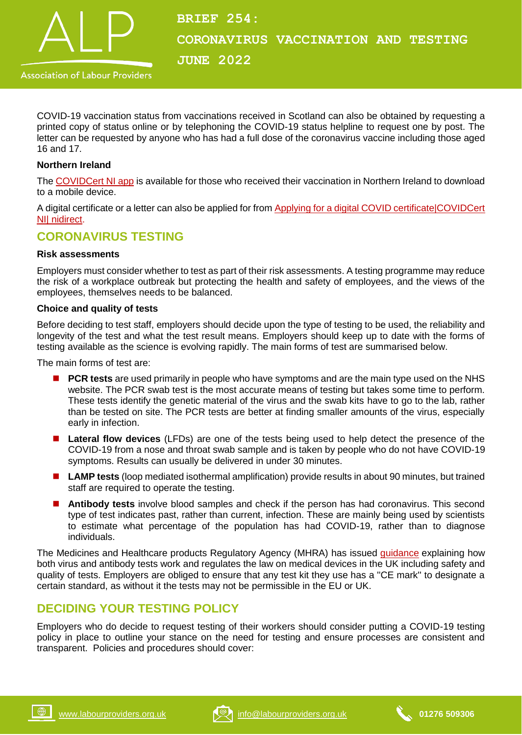COVID-19 vaccination status from vaccinations received in Scotland can also be obtained by requesting a printed copy of status online or by telephoning the COVID-19 status helpline to request one by post. The letter can be requested by anyone who has had a full dose of the coronavirus vaccine including those aged 16 and 17.

**Northern Ireland**

The COVIDCert NI app is available for those who received their vaccination in Northern Ireland to download to a mobile device.

A digital certificate or a letter can also be applied for from Applying for a digital COVID certificate|COVIDCert NI| nidirect.

## CORONAVIRUS TESTING

**Risk assessments**

Employers must consider whether to test as part of their risk assessments. A testing programme may reduce the risk of a workplace outbreak but protecting the health and safety of employees, and the views of the employees, themselves needs to be balanced.

**Choice and quality of tests**

Before deciding to test staff, employers should decide upon the type of testing to be used, the reliability and longevity of the test and what the test result means. Employers should keep up to date with the forms of testing available as the science is evolving rapidly. The main forms of test are summarised below.

The main forms of test are:

- **PCR tests** are used primarily in people who have symptoms and are the main type used on the NHS website. The PCR swab test is the most accurate means of testing but takes some time to perform. These tests identify the genetic material of the virus and the swab kits have to go to the lab, rather than be tested on site. The PCR tests are better at finding smaller amounts of the virus, especially early in infection.
- **Lateral flow devices** (LFDs) are one of the tests being used to help detect the presence of the COVID-19 from a nose and throat swab sample and is taken by people who do not have COVID-19 symptoms. Results can usually be delivered in under 30 minutes.
- **LAMP tests** (loop mediated isothermal amplification) provide results in about 90 minutes, but trained staff are required to operate the testing.
- **Antibody tests** involve blood samples and check if the person has had coronavirus. This second type of test indicates past, rather than current, infection. These are mainly being used by scientists to estimate what percentage of the population has had COVID-19, rather than to diagnose individuals.

The Medicines and Healthcare products Regulatory Agency (MHRA) has issued guidance explaining how both virus and antibody tests work and regulates the law on medical devices in the UK including safety and quality of tests. Employers are obliged to ensure that any test kit they use has a "CE mark" to designate a certain standard, as without it the tests may not be permissible in the EU or UK.

## DECIDING YOUR TESTING POLICY

Employers who do decide to request testing of their workers should consider putting a COVID-19 testing policy in place to outline your stance on the need for testing and ensure processes are consistent and transparent. Policies and procedures should cover: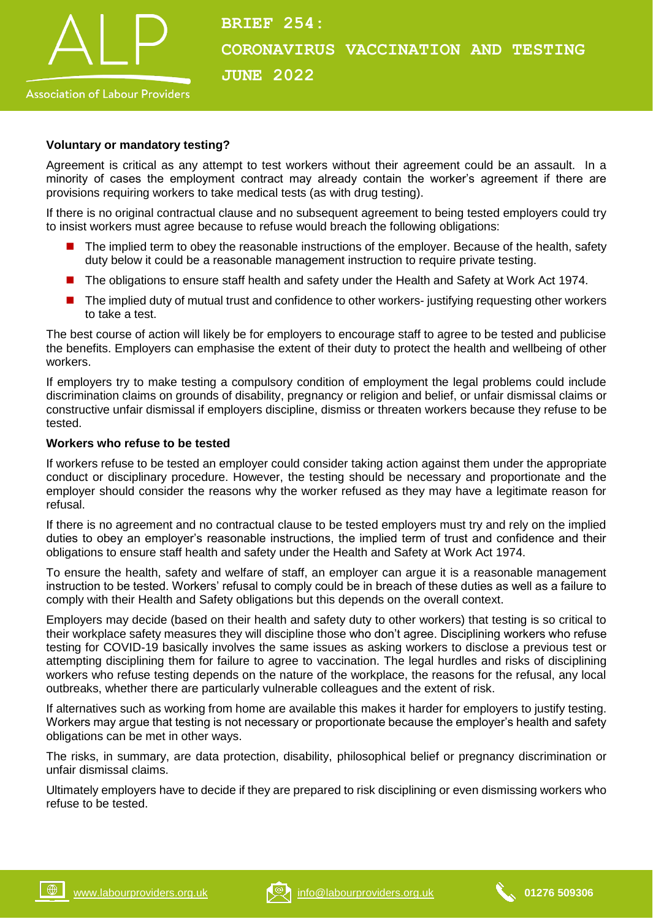### Voluntary or mandatory testing?

Agreement is critical as any attempt to test workers without their agreement could be an assault. In a minority of cases the employment contract may already contain the worker's agreement if there are provisions requiring workers to take medical tests (as with drug testing).

If there is no original contractual clause and no subsequent agreement to being tested employers could try to insist workers must agree because to refuse would breach the following obligations:

- The implied term to obey the reasonable instructions of the employer. Because of the health, safety duty below it could be a reasonable management instruction to require private testing.
- The obligations to ensure staff health and safety under the Health and Safety at Work Act 1974.
- The implied duty of mutual trust and confidence to other workers- justifying requesting other workers to take a test.

The best course of action will likely be for employers to encourage staff to agree to be tested and publicise the benefits. Employers can emphasise the extent of their duty to protect the health and wellbeing of other workers.

If employers try to make testing a compulsory condition of employment the legal problems could include discrimination claims on grounds of disability, pregnancy or religion and belief, or unfair dismissal claims or constructive unfair dismissal if employers discipline, dismiss or threaten workers because they refuse to be tested.

### Workers who refuse to be tested

If workers refuse to be tested an employer could consider taking action against them under the appropriate conduct or disciplinary procedure. However, the testing should be necessary and proportionate and the employer should consider the reasons why the worker refused as they may have a legitimate reason for refusal.

If there is no agreement and no contractual clause to be tested employers must try and rely on the implied duties to obey an employer's reasonable instructions, the implied term of trust and confidence and their obligations to ensure staff health and safety under the Health and Safety at Work Act 1974.

To ensure the health, safety and welfare of staff, an employer can argue it is a reasonable management instruction to be tested. Workers' refusal to comply could be in breach of these duties as well as a failure to comply with their Health and Safety obligations but this depends on the overall context.

Employers may decide (based on their health and safety duty to other workers) that testing is so critical to their workplace safety measures they will discipline those who don't agree. Disciplining workers who refuse testing for COVID-19 basically involves the same issues as asking workers to disclose a previous test or attempting disciplining them for failure to agree to vaccination. The legal hurdles and risks of disciplining workers who refuse testing depends on the nature of the workplace, the reasons for the refusal, any local outbreaks, whether there are particularly vulnerable colleagues and the extent of risk.

If alternatives such as working from home are available this makes it harder for employers to justify testing. Workers may argue that testing is not necessary or proportionate because the employer's health and safety obligations can be met in other ways.

The risks, in summary, are data protection, disability, philosophical belief or pregnancy discrimination or unfair dismissal claims.

Ultimately employers have to decide if they are prepared to risk disciplining or even dismissing workers who refuse to be tested.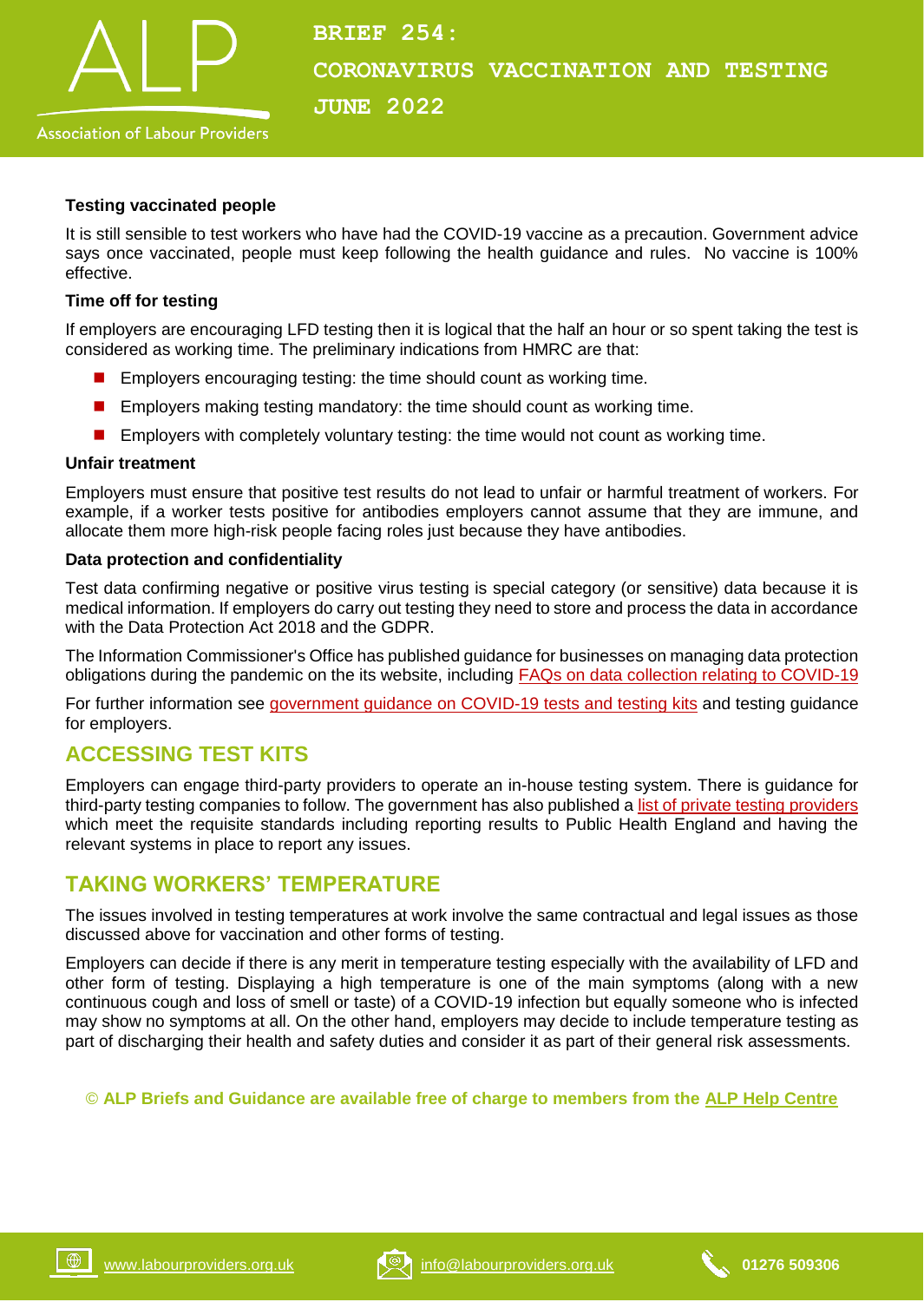#### Testing vaccinated people

It is still sensible to test workers who have had the COVID-19 vaccine as a precaution. Government advice says once vaccinated, people must keep following the health guidance and rules. No vaccine is 100% effective.

#### Time off for testing

If employers are encouraging LFD testing then it is logical that the half an hour or so spent taking the test is considered as working time. The preliminary indications from HMRC are that:

- Employers encouraging testing: the time should count as working time.
- Employers making testing mandatory: the time should count as working time.
- Employers with completely voluntary testing: the time would not count as working time.

#### Unfair treatment

Employers must ensure that positive test results do not lead to unfair or harmful treatment of workers. For example, if a worker tests positive for antibodies employers cannot assume that they are immune, and allocate them more high-risk people facing roles just because they have antibodies.

#### Data protection and confidentiality

Test data confirming negative or positive virus testing is special category (or sensitive) data because it is medical information. If employers do carry out testing they need to store and process the data in accordance with the Data Protection Act 2018 and the GDPR.

The Information Commissioner's Office has published guidance for businesses on managing data protection obligations during the pandemic on the its website, including FAQs on data collection relating to COVID-19

For further information see government guidance on COVID-19 tests and testing kits and testing guidance for employers.

## ACCESSING TEST KITS

Employers can engage third-party providers to operate an in-house testing system. There is guidance for third-party testing companies to follow. The government has also published a list of private testing providers which meet the requisite standards including reporting results to Public Health England and having the relevant systems in place to report any issues.

## TAKING WORKERS' TEMPERATURE

The issues involved in testing temperatures at work involve the same contractual and legal issues as those discussed above for vaccination and other forms of testing.

Employers can decide if there is any merit in temperature testing especially with the availability of LFD and other form of testing. Displaying a high temperature is one of the main symptoms (along with a new continuous cough and loss of smell or taste) of a COVID-19 infection but equally someone who is infected may show no symptoms at all. On the other hand, employers may decide to include temperature testing as part of discharging their health and safety duties and consider it as part of their general risk assessments.

**© ALP Briefs and Guidance are available free of charge to members from the ALP Help Centre**